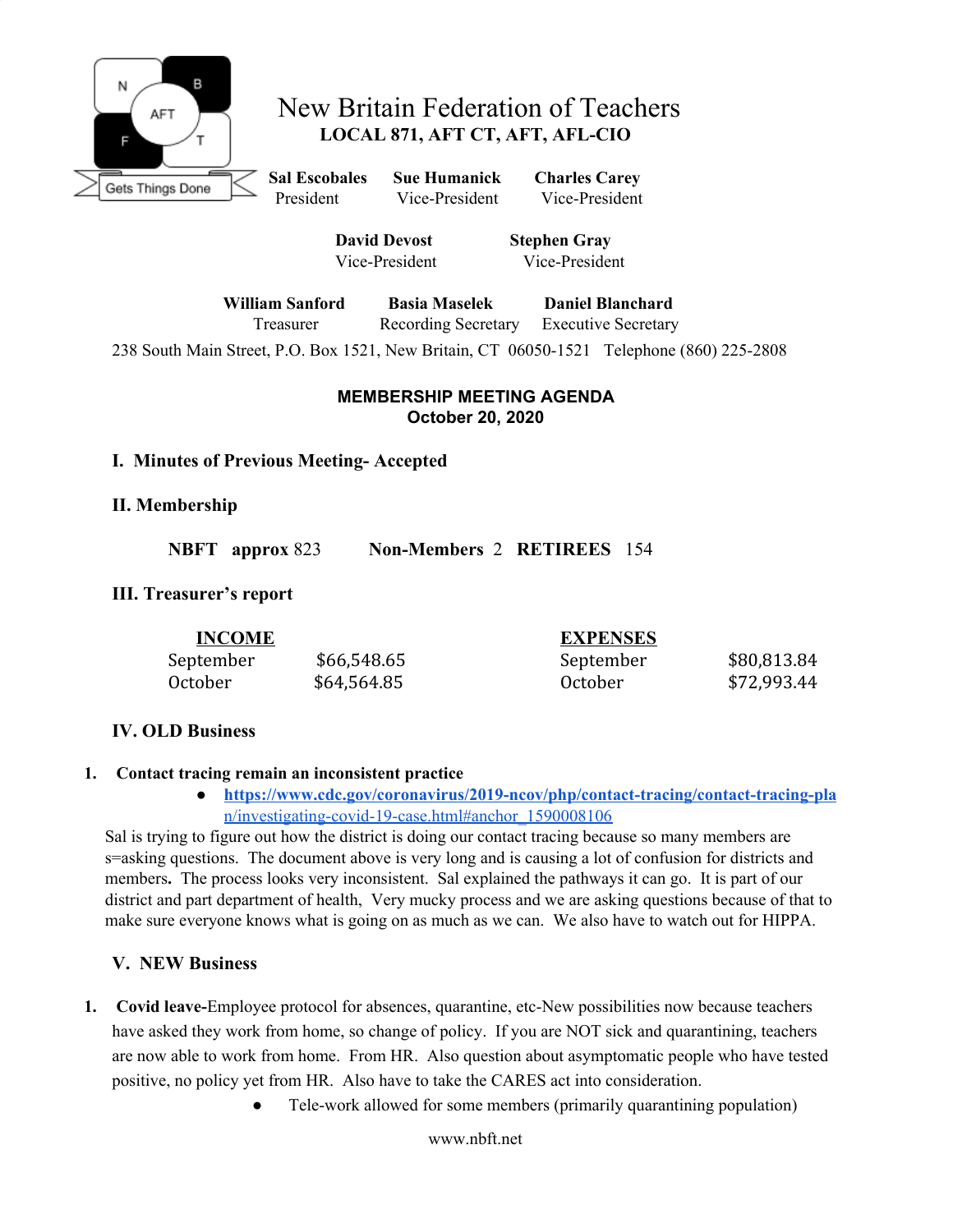# New Britain Federation of Teachers

**LOCAL 871, AFT CT, AFT, AFL-CIO**

**Sal Escobales** President | **Sue Humanick** Vice-President | **Charles Carey** Vice-President

**David Devost** Vice-President | **Stephen Gray** Vice-President

**William Sanford** Treasurer | **Basia Maselek** Recording Secretary | **Daniel Blanchard** Executive Secretary

238 South Main Street, P.O. Box 1521, New Britain, CT 06050-1521 Telephone (860) 225-2808

## MEMBERSHIP MEETING AGENDA
## October 20, 2020

### I. Minutes of Previous Meeting- Accepted

### II. Membership

**NBFT approx** 823 **Non-Members** 2 **RETIREES** 154

### III. Treasurer's report

| INCOME | | EXPENSES | |
|---|---|---|---|
| September | $66,548.65 | September | $80,813.84 |
| October | $64,564.85 | October | $72,993.44 |

### IV. OLD Business

1. **Contact tracing remain an inconsistent practice**
   - https://www.cdc.gov/coronavirus/2019-ncov/php/contact-tracing/contact-tracing-plan/investigating-covid-19-case.html#anchor_1590008106

Sal is trying to figure out how the district is doing our contact tracing because so many members are s=asking questions. The document above is very long and is causing a lot of confusion for districts and members**.** The process looks very inconsistent. Sal explained the pathways it can go. It is part of our district and part department of health, Very mucky process and we are asking questions because of that to make sure everyone knows what is going on as much as we can. We also have to watch out for HIPPA.

### V. NEW Business

1. **Covid leave-**Employee protocol for absences, quarantine, etc-New possibilities now because teachers have asked they work from home, so change of policy. If you are NOT sick and quarantining, teachers are now able to work from home. From HR. Also question about asymptomatic people who have tested positive, no policy yet from HR. Also have to take the CARES act into consideration.
   - Tele-work allowed for some members (primarily quarantining population)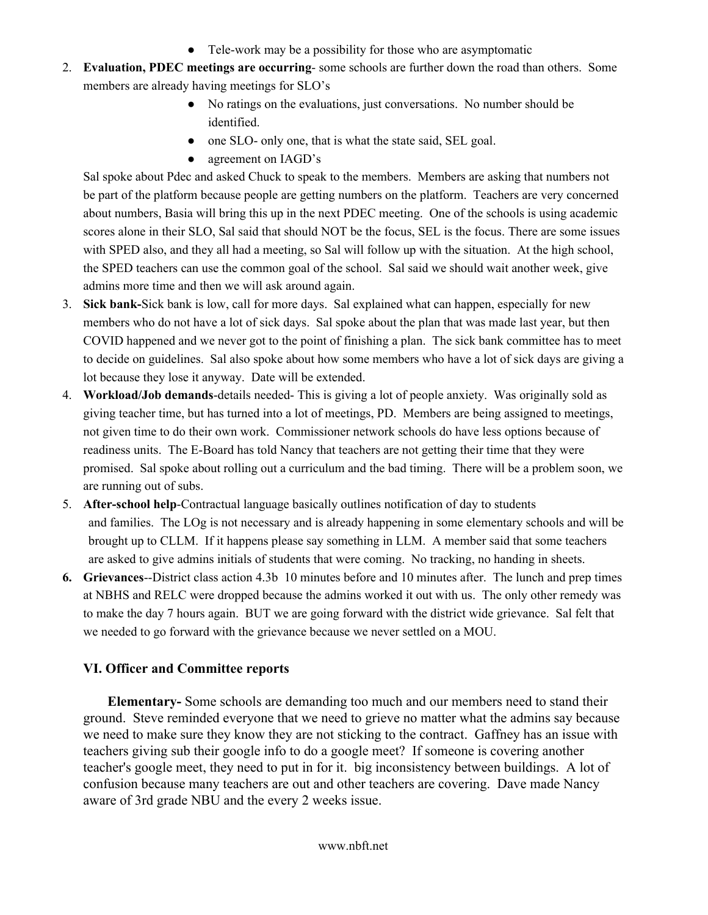- Tele-work may be a possibility for those who are asymptomatic

2. **Evaluation, PDEC meetings are occurring**- some schools are further down the road than others. Some members are already having meetings for SLO's
    - No ratings on the evaluations, just conversations. No number should be identified.
    - one SLO- only one, that is what the state said, SEL goal.
    - agreement on IAGD's

   Sal spoke about Pdec and asked Chuck to speak to the members. Members are asking that numbers not be part of the platform because people are getting numbers on the platform. Teachers are very concerned about numbers, Basia will bring this up in the next PDEC meeting. One of the schools is using academic scores alone in their SLO, Sal said that should NOT be the focus, SEL is the focus. There are some issues with SPED also, and they all had a meeting, so Sal will follow up with the situation. At the high school, the SPED teachers can use the common goal of the school. Sal said we should wait another week, give admins more time and then we will ask around again.
3. **Sick bank-**Sick bank is low, call for more days. Sal explained what can happen, especially for new members who do not have a lot of sick days. Sal spoke about the plan that was made last year, but then COVID happened and we never got to the point of finishing a plan. The sick bank committee has to meet to decide on guidelines. Sal also spoke about how some members who have a lot of sick days are giving a lot because they lose it anyway. Date will be extended.
4. **Workload/Job demands**-details needed- This is giving a lot of people anxiety. Was originally sold as giving teacher time, but has turned into a lot of meetings, PD. Members are being assigned to meetings, not given time to do their own work. Commissioner network schools do have less options because of readiness units. The E-Board has told Nancy that teachers are not getting their time that they were promised. Sal spoke about rolling out a curriculum and the bad timing. There will be a problem soon, we are running out of subs.
5. **After-school help**-Contractual language basically outlines notification of day to students and families. The LOg is not necessary and is already happening in some elementary schools and will be brought up to CLLM. If it happens please say something in LLM. A member said that some teachers are asked to give admins initials of students that were coming. No tracking, no handing in sheets.
6. **Grievances**--District class action 4.3b 10 minutes before and 10 minutes after. The lunch and prep times at NBHS and RELC were dropped because the admins worked it out with us. The only other remedy was to make the day 7 hours again. BUT we are going forward with the district wide grievance. Sal felt that we needed to go forward with the grievance because we never settled on a MOU.

### VI. Officer and Committee reports

**Elementary-** Some schools are demanding too much and our members need to stand their ground. Steve reminded everyone that we need to grieve no matter what the admins say because we need to make sure they know they are not sticking to the contract. Gaffney has an issue with teachers giving sub their google info to do a google meet? If someone is covering another teacher's google meet, they need to put in for it. big inconsistency between buildings. A lot of confusion because many teachers are out and other teachers are covering. Dave made Nancy aware of 3rd grade NBU and the every 2 weeks issue.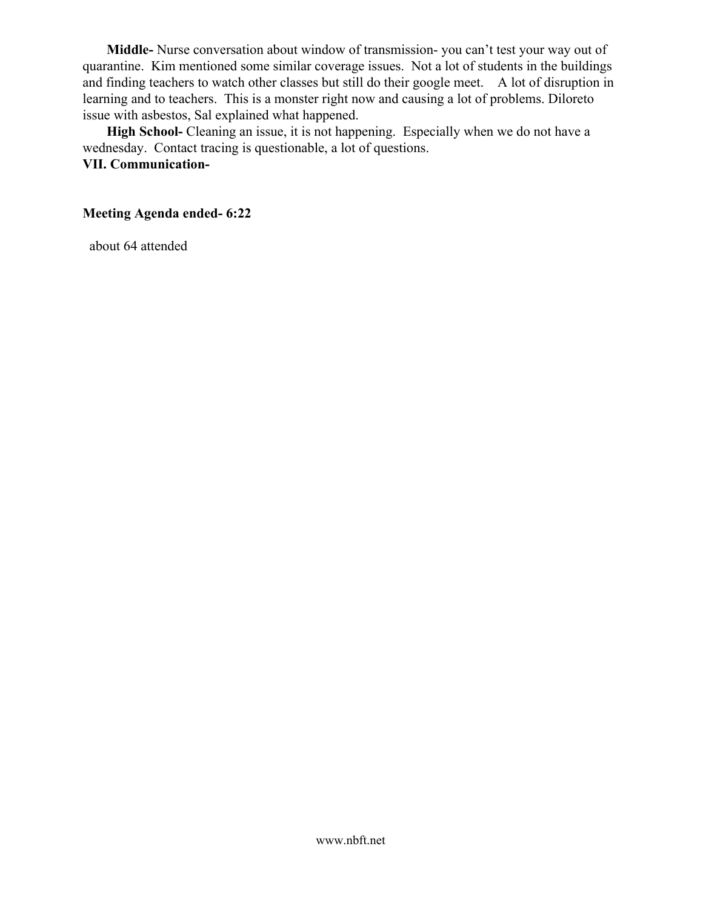**Middle-** Nurse conversation about window of transmission- you can't test your way out of quarantine. Kim mentioned some similar coverage issues. Not a lot of students in the buildings and finding teachers to watch other classes but still do their google meet. A lot of disruption in learning and to teachers. This is a monster right now and causing a lot of problems. Diloreto issue with asbestos, Sal explained what happened.

**High School-** Cleaning an issue, it is not happening. Especially when we do not have a wednesday. Contact tracing is questionable, a lot of questions.

**VII. Communication-**

**Meeting Agenda ended- 6:22**

about 64 attended

www.nbft.net